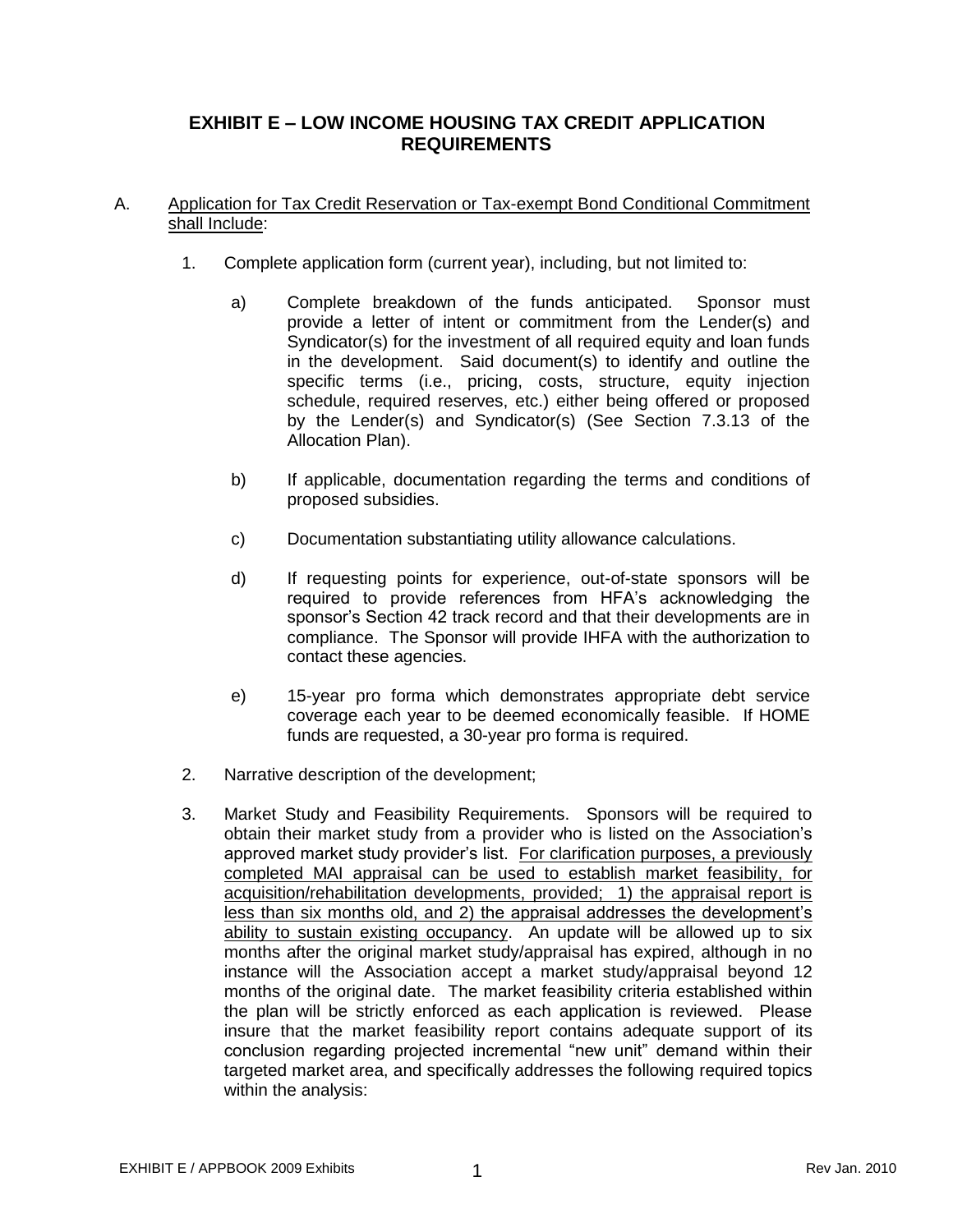# EXHIBIT E – LOW INCOME HOUSING TAX CREDIT APPLICATION REQUIREMENTS

A. <u>Application for Tax Credit Reservation or Tax-exempt Bond Conditional Commitment shall Include</u>:

1. Complete application form (current year), including, but not limited to:

   a) Complete breakdown of the funds anticipated. Sponsor must provide a letter of intent or commitment from the Lender(s) and Syndicator(s) for the investment of all required equity and loan funds in the development. Said document(s) to identify and outline the specific terms (i.e., pricing, costs, structure, equity injection schedule, required reserves, etc.) either being offered or proposed by the Lender(s) and Syndicator(s) (See Section 7.3.13 of the Allocation Plan).

   b) If applicable, documentation regarding the terms and conditions of proposed subsidies.

   c) Documentation substantiating utility allowance calculations.

   d) If requesting points for experience, out-of-state sponsors will be required to provide references from HFA's acknowledging the sponsor's Section 42 track record and that their developments are in compliance. The Sponsor will provide IHFA with the authorization to contact these agencies.

   e) 15-year pro forma which demonstrates appropriate debt service coverage each year to be deemed economically feasible. If HOME funds are requested, a 30-year pro forma is required.

2. Narrative description of the development;

3. Market Study and Feasibility Requirements. Sponsors will be required to obtain their market study from a provider who is listed on the Association's approved market study provider's list. <u>For clarification purposes, a previously completed MAI appraisal can be used to establish market feasibility, for acquisition/rehabilitation developments, provided; 1) the appraisal report is less than six months old, and 2) the appraisal addresses the development's ability to sustain existing occupancy</u>. An update will be allowed up to six months after the original market study/appraisal has expired, although in no instance will the Association accept a market study/appraisal beyond 12 months of the original date. The market feasibility criteria established within the plan will be strictly enforced as each application is reviewed. Please insure that the market feasibility report contains adequate support of its conclusion regarding projected incremental "new unit" demand within their targeted market area, and specifically addresses the following required topics within the analysis: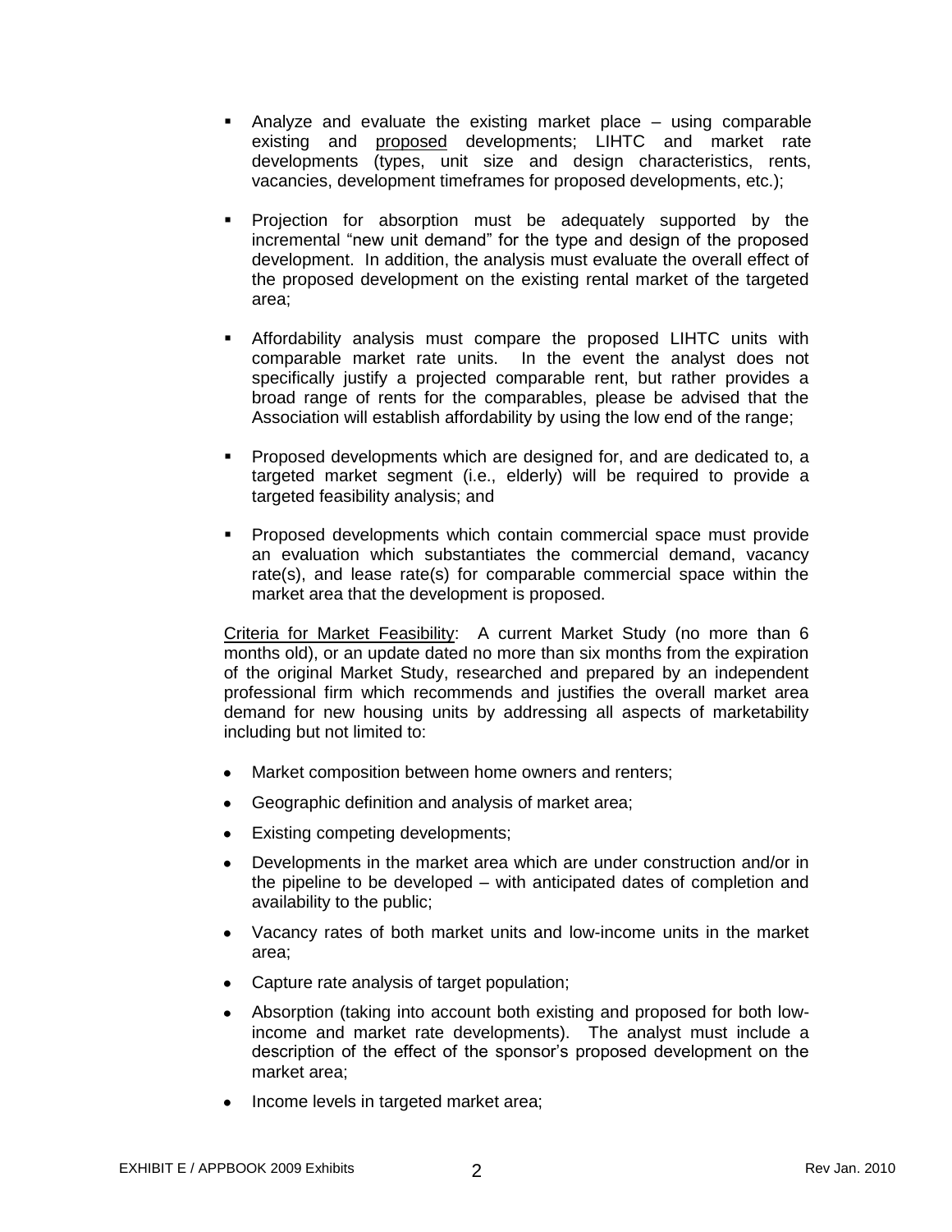- Analyze and evaluate the existing market place – using comparable existing and proposed developments; LIHTC and market rate developments (types, unit size and design characteristics, rents, vacancies, development timeframes for proposed developments, etc.);

- Projection for absorption must be adequately supported by the incremental "new unit demand" for the type and design of the proposed development. In addition, the analysis must evaluate the overall effect of the proposed development on the existing rental market of the targeted area;

- Affordability analysis must compare the proposed LIHTC units with comparable market rate units. In the event the analyst does not specifically justify a projected comparable rent, but rather provides a broad range of rents for the comparables, please be advised that the Association will establish affordability by using the low end of the range;

- Proposed developments which are designed for, and are dedicated to, a targeted market segment (i.e., elderly) will be required to provide a targeted feasibility analysis; and

- Proposed developments which contain commercial space must provide an evaluation which substantiates the commercial demand, vacancy rate(s), and lease rate(s) for comparable commercial space within the market area that the development is proposed.

Criteria for Market Feasibility: A current Market Study (no more than 6 months old), or an update dated no more than six months from the expiration of the original Market Study, researched and prepared by an independent professional firm which recommends and justifies the overall market area demand for new housing units by addressing all aspects of marketability including but not limited to:

- Market composition between home owners and renters;
- Geographic definition and analysis of market area;
- Existing competing developments;
- Developments in the market area which are under construction and/or in the pipeline to be developed – with anticipated dates of completion and availability to the public;
- Vacancy rates of both market units and low-income units in the market area;
- Capture rate analysis of target population;
- Absorption (taking into account both existing and proposed for both low-income and market rate developments). The analyst must include a description of the effect of the sponsor's proposed development on the market area;
- Income levels in targeted market area;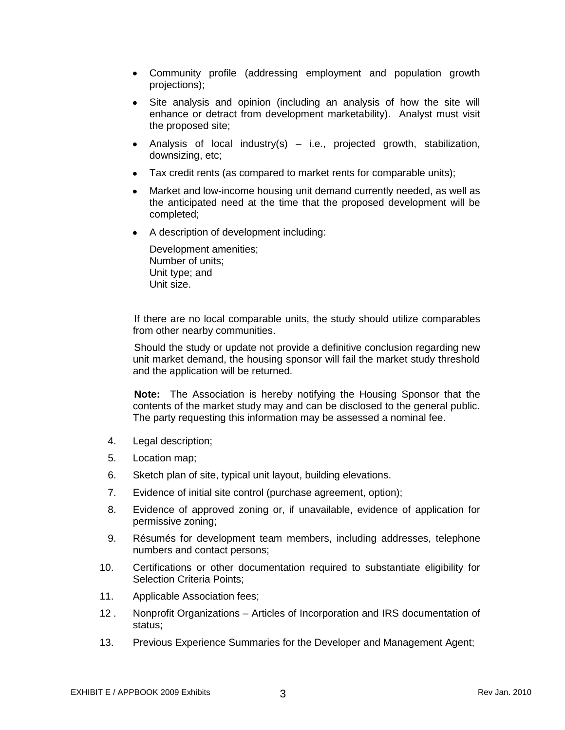- Community profile (addressing employment and population growth projections);
- Site analysis and opinion (including an analysis of how the site will enhance or detract from development marketability). Analyst must visit the proposed site;
- Analysis of local industry(s) – i.e., projected growth, stabilization, downsizing, etc;
- Tax credit rents (as compared to market rents for comparable units);
- Market and low-income housing unit demand currently needed, as well as the anticipated need at the time that the proposed development will be completed;
- A description of development including:

  Development amenities;
  Number of units;
  Unit type; and
  Unit size.

If there are no local comparable units, the study should utilize comparables from other nearby communities.

Should the study or update not provide a definitive conclusion regarding new unit market demand, the housing sponsor will fail the market study threshold and the application will be returned.

**Note:** The Association is hereby notifying the Housing Sponsor that the contents of the market study may and can be disclosed to the general public. The party requesting this information may be assessed a nominal fee.

4. Legal description;
5. Location map;
6. Sketch plan of site, typical unit layout, building elevations.
7. Evidence of initial site control (purchase agreement, option);
8. Evidence of approved zoning or, if unavailable, evidence of application for permissive zoning;
9. Résumés for development team members, including addresses, telephone numbers and contact persons;
10. Certifications or other documentation required to substantiate eligibility for Selection Criteria Points;
11. Applicable Association fees;
12. Nonprofit Organizations – Articles of Incorporation and IRS documentation of status;
13. Previous Experience Summaries for the Developer and Management Agent;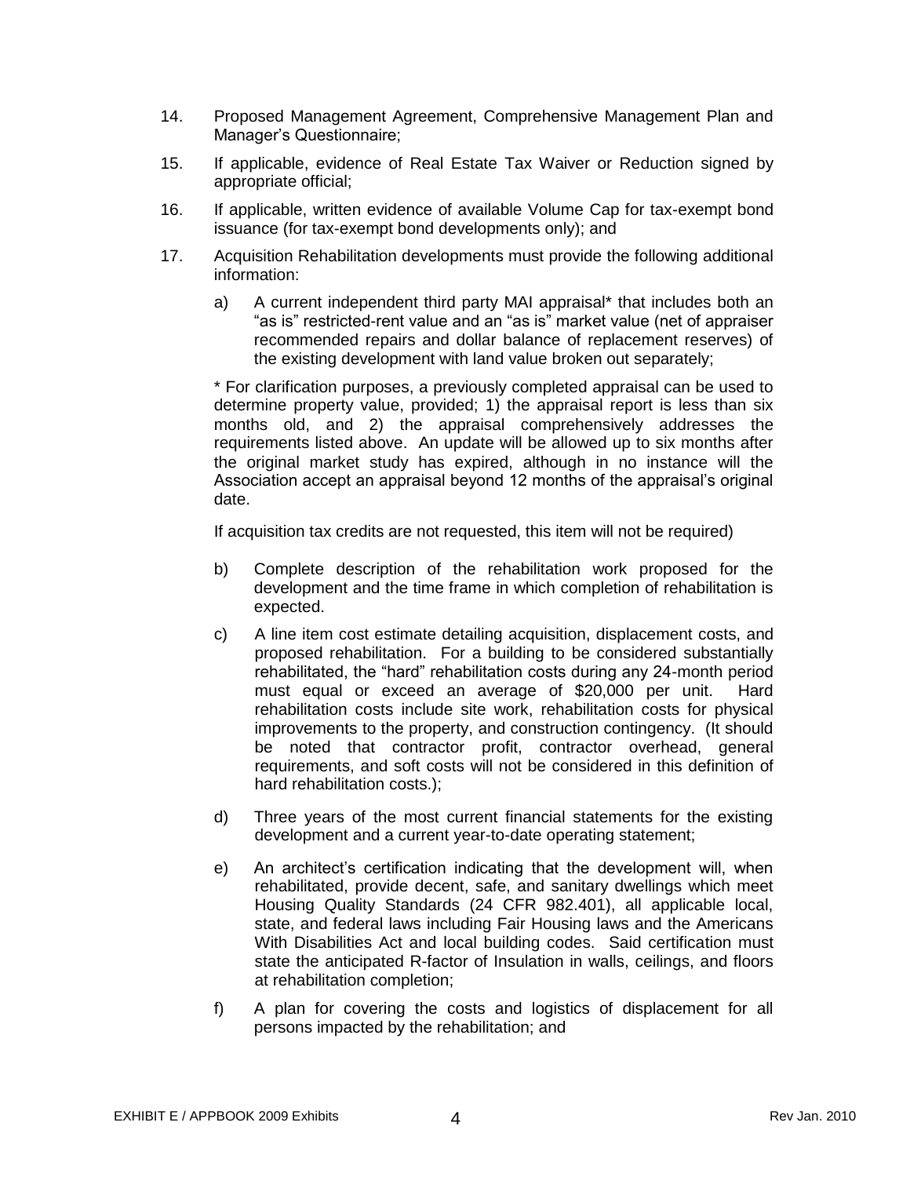14. Proposed Management Agreement, Comprehensive Management Plan and Manager's Questionnaire;

15. If applicable, evidence of Real Estate Tax Waiver or Reduction signed by appropriate official;

16. If applicable, written evidence of available Volume Cap for tax-exempt bond issuance (for tax-exempt bond developments only); and

17. Acquisition Rehabilitation developments must provide the following additional information:

    a) A current independent third party MAI appraisal* that includes both an "as is" restricted-rent value and an "as is" market value (net of appraiser recommended repairs and dollar balance of replacement reserves) of the existing development with land value broken out separately;

    * For clarification purposes, a previously completed appraisal can be used to determine property value, provided; 1) the appraisal report is less than six months old, and 2) the appraisal comprehensively addresses the requirements listed above. An update will be allowed up to six months after the original market study has expired, although in no instance will the Association accept an appraisal beyond 12 months of the appraisal's original date.

    If acquisition tax credits are not requested, this item will not be required)

    b) Complete description of the rehabilitation work proposed for the development and the time frame in which completion of rehabilitation is expected.

    c) A line item cost estimate detailing acquisition, displacement costs, and proposed rehabilitation. For a building to be considered substantially rehabilitated, the "hard" rehabilitation costs during any 24-month period must equal or exceed an average of $20,000 per unit. Hard rehabilitation costs include site work, rehabilitation costs for physical improvements to the property, and construction contingency. (It should be noted that contractor profit, contractor overhead, general requirements, and soft costs will not be considered in this definition of hard rehabilitation costs.);

    d) Three years of the most current financial statements for the existing development and a current year-to-date operating statement;

    e) An architect's certification indicating that the development will, when rehabilitated, provide decent, safe, and sanitary dwellings which meet Housing Quality Standards (24 CFR 982.401), all applicable local, state, and federal laws including Fair Housing laws and the Americans With Disabilities Act and local building codes. Said certification must state the anticipated R-factor of Insulation in walls, ceilings, and floors at rehabilitation completion;

    f) A plan for covering the costs and logistics of displacement for all persons impacted by the rehabilitation; and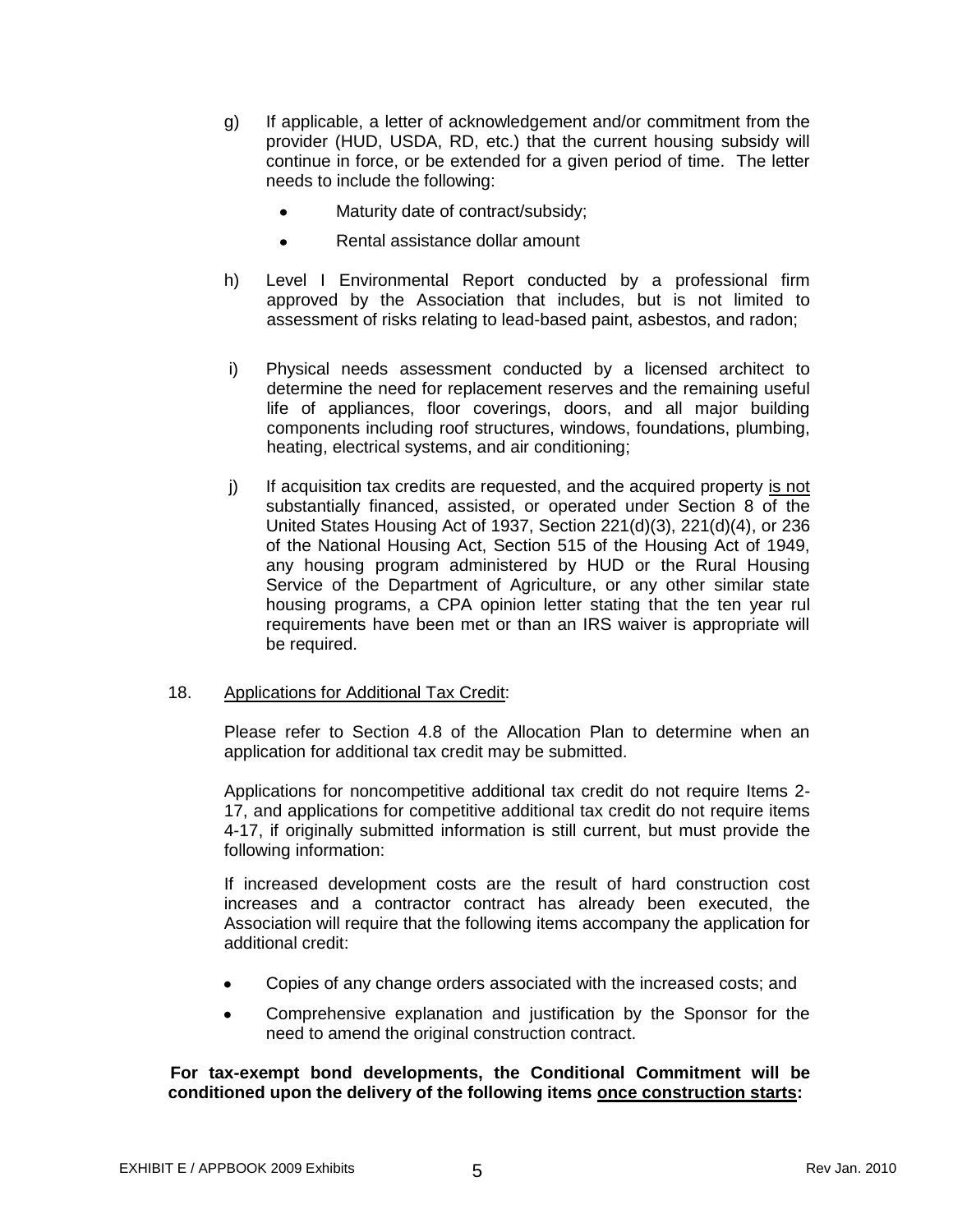g) If applicable, a letter of acknowledgement and/or commitment from the provider (HUD, USDA, RD, etc.) that the current housing subsidy will continue in force, or be extended for a given period of time. The letter needs to include the following:

- Maturity date of contract/subsidy;
- Rental assistance dollar amount

h) Level I Environmental Report conducted by a professional firm approved by the Association that includes, but is not limited to assessment of risks relating to lead-based paint, asbestos, and radon;

i) Physical needs assessment conducted by a licensed architect to determine the need for replacement reserves and the remaining useful life of appliances, floor coverings, doors, and all major building components including roof structures, windows, foundations, plumbing, heating, electrical systems, and air conditioning;

j) If acquisition tax credits are requested, and the acquired property <u>is not</u> substantially financed, assisted, or operated under Section 8 of the United States Housing Act of 1937, Section 221(d)(3), 221(d)(4), or 236 of the National Housing Act, Section 515 of the Housing Act of 1949, any housing program administered by HUD or the Rural Housing Service of the Department of Agriculture, or any other similar state housing programs, a CPA opinion letter stating that the ten year rul requirements have been met or than an IRS waiver is appropriate will be required.

18. <u>Applications for Additional Tax Credit</u>:

Please refer to Section 4.8 of the Allocation Plan to determine when an application for additional tax credit may be submitted.

Applications for noncompetitive additional tax credit do not require Items 2-17, and applications for competitive additional tax credit do not require items 4-17, if originally submitted information is still current, but must provide the following information:

If increased development costs are the result of hard construction cost increases and a contractor contract has already been executed, the Association will require that the following items accompany the application for additional credit:

- Copies of any change orders associated with the increased costs; and
- Comprehensive explanation and justification by the Sponsor for the need to amend the original construction contract.

**For tax-exempt bond developments, the Conditional Commitment will be conditioned upon the delivery of the following items <u>once construction starts</u>:**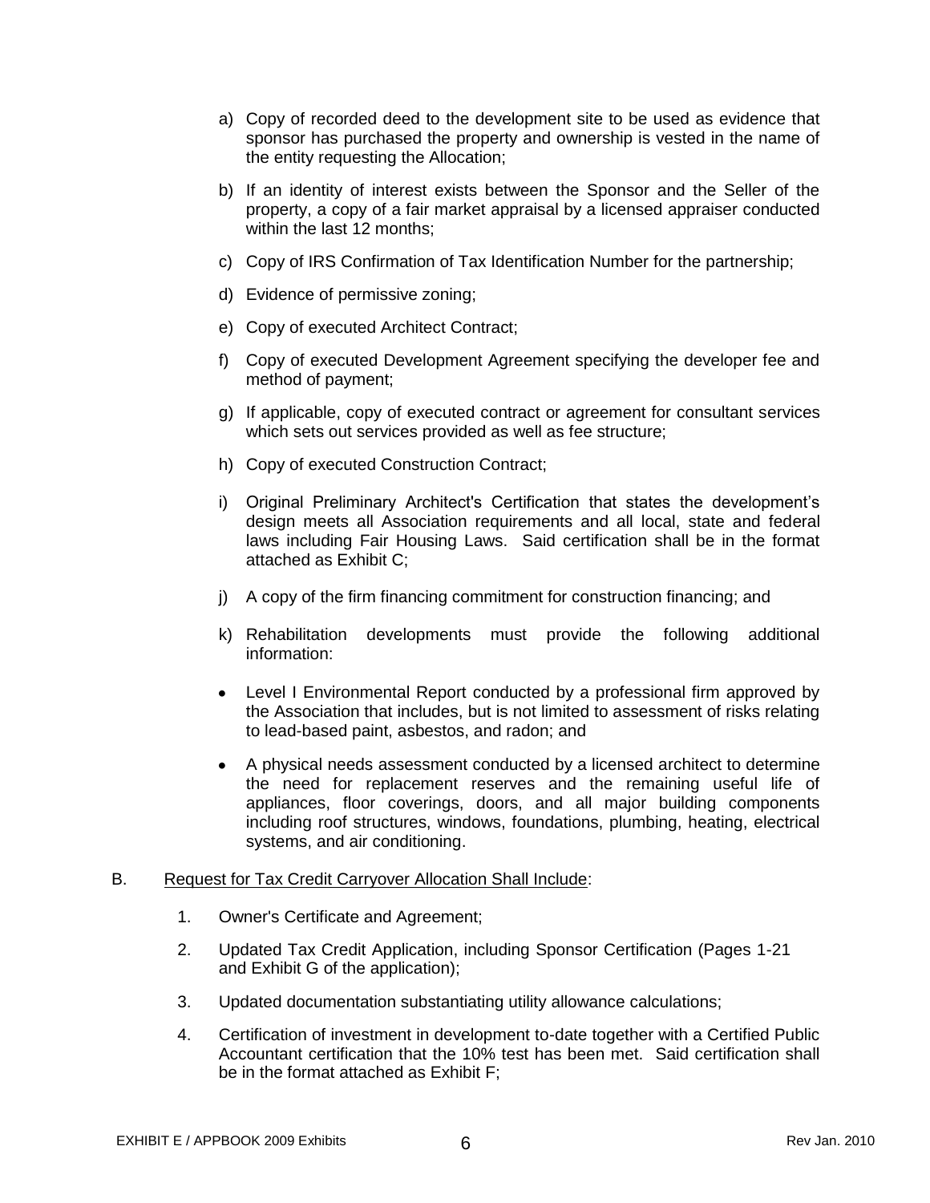a) Copy of recorded deed to the development site to be used as evidence that sponsor has purchased the property and ownership is vested in the name of the entity requesting the Allocation;

b) If an identity of interest exists between the Sponsor and the Seller of the property, a copy of a fair market appraisal by a licensed appraiser conducted within the last 12 months;

c) Copy of IRS Confirmation of Tax Identification Number for the partnership;

d) Evidence of permissive zoning;

e) Copy of executed Architect Contract;

f) Copy of executed Development Agreement specifying the developer fee and method of payment;

g) If applicable, copy of executed contract or agreement for consultant services which sets out services provided as well as fee structure;

h) Copy of executed Construction Contract;

i) Original Preliminary Architect's Certification that states the development's design meets all Association requirements and all local, state and federal laws including Fair Housing Laws. Said certification shall be in the format attached as Exhibit C;

j) A copy of the firm financing commitment for construction financing; and

k) Rehabilitation developments must provide the following additional information:

- Level I Environmental Report conducted by a professional firm approved by the Association that includes, but is not limited to assessment of risks relating to lead-based paint, asbestos, and radon; and
- A physical needs assessment conducted by a licensed architect to determine the need for replacement reserves and the remaining useful life of appliances, floor coverings, doors, and all major building components including roof structures, windows, foundations, plumbing, heating, electrical systems, and air conditioning.

B. Request for Tax Credit Carryover Allocation Shall Include:

1. Owner's Certificate and Agreement;
2. Updated Tax Credit Application, including Sponsor Certification (Pages 1-21 and Exhibit G of the application);
3. Updated documentation substantiating utility allowance calculations;
4. Certification of investment in development to-date together with a Certified Public Accountant certification that the 10% test has been met. Said certification shall be in the format attached as Exhibit F;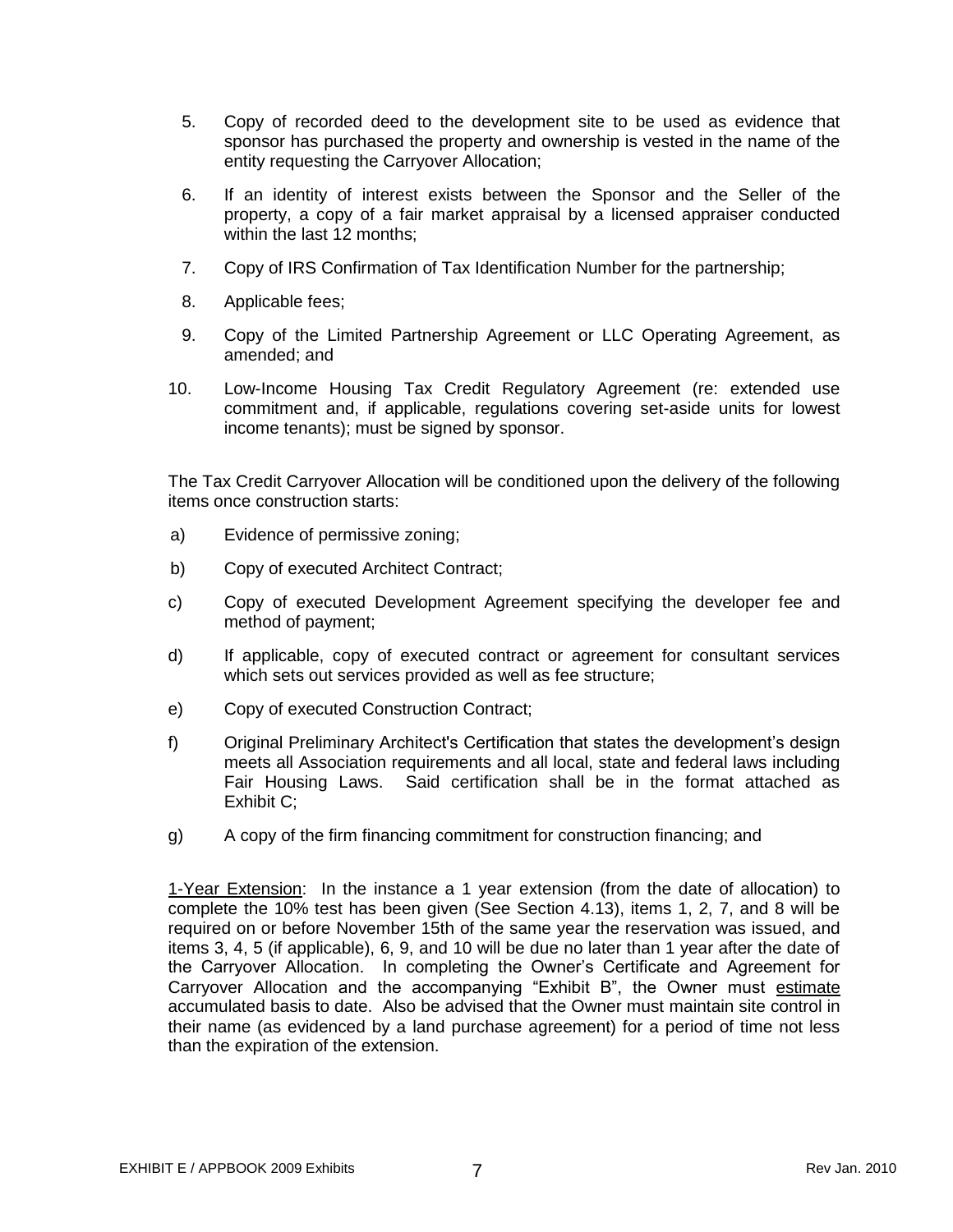5. Copy of recorded deed to the development site to be used as evidence that sponsor has purchased the property and ownership is vested in the name of the entity requesting the Carryover Allocation;

6. If an identity of interest exists between the Sponsor and the Seller of the property, a copy of a fair market appraisal by a licensed appraiser conducted within the last 12 months;

7. Copy of IRS Confirmation of Tax Identification Number for the partnership;

8. Applicable fees;

9. Copy of the Limited Partnership Agreement or LLC Operating Agreement, as amended; and

10. Low-Income Housing Tax Credit Regulatory Agreement (re: extended use commitment and, if applicable, regulations covering set-aside units for lowest income tenants); must be signed by sponsor.

The Tax Credit Carryover Allocation will be conditioned upon the delivery of the following items once construction starts:

a) Evidence of permissive zoning;

b) Copy of executed Architect Contract;

c) Copy of executed Development Agreement specifying the developer fee and method of payment;

d) If applicable, copy of executed contract or agreement for consultant services which sets out services provided as well as fee structure;

e) Copy of executed Construction Contract;

f) Original Preliminary Architect's Certification that states the development's design meets all Association requirements and all local, state and federal laws including Fair Housing Laws. Said certification shall be in the format attached as Exhibit C;

g) A copy of the firm financing commitment for construction financing; and

<u>1-Year Extension</u>: In the instance a 1 year extension (from the date of allocation) to complete the 10% test has been given (See Section 4.13), items 1, 2, 7, and 8 will be required on or before November 15th of the same year the reservation was issued, and items 3, 4, 5 (if applicable), 6, 9, and 10 will be due no later than 1 year after the date of the Carryover Allocation. In completing the Owner's Certificate and Agreement for Carryover Allocation and the accompanying "Exhibit B", the Owner must <u>estimate</u> accumulated basis to date. Also be advised that the Owner must maintain site control in their name (as evidenced by a land purchase agreement) for a period of time not less than the expiration of the extension.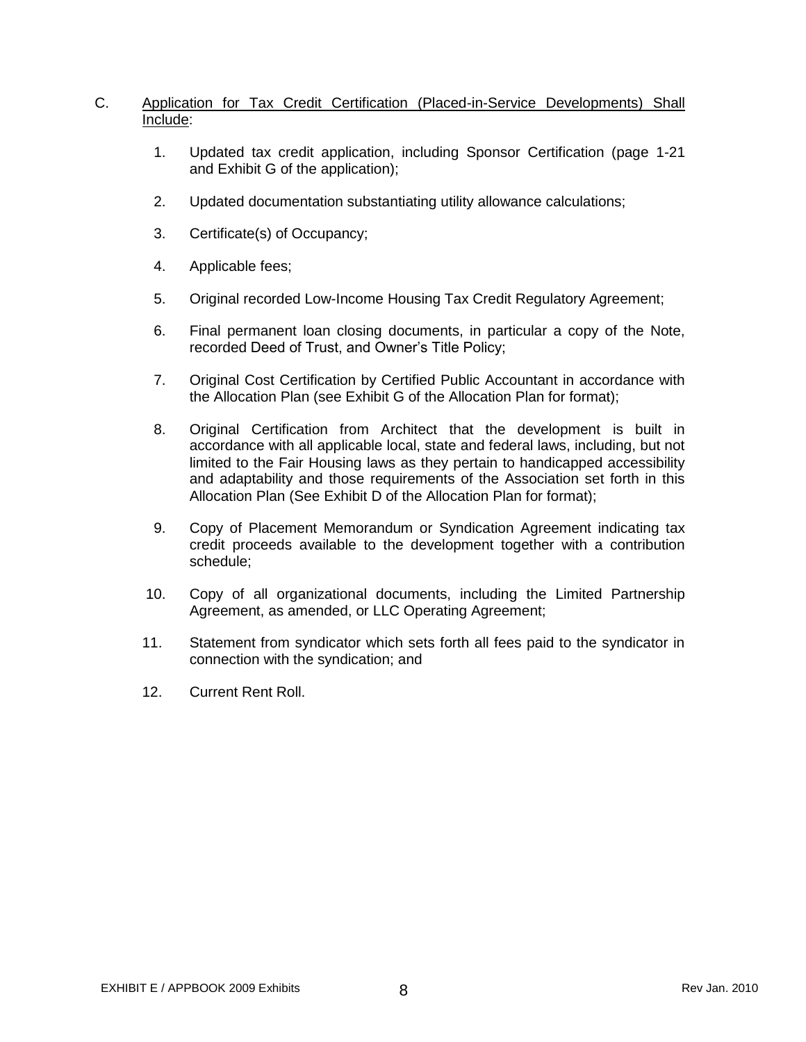C. Application for Tax Credit Certification (Placed-in-Service Developments) Shall Include:

1. Updated tax credit application, including Sponsor Certification (page 1-21 and Exhibit G of the application);

2. Updated documentation substantiating utility allowance calculations;

3. Certificate(s) of Occupancy;

4. Applicable fees;

5. Original recorded Low-Income Housing Tax Credit Regulatory Agreement;

6. Final permanent loan closing documents, in particular a copy of the Note, recorded Deed of Trust, and Owner's Title Policy;

7. Original Cost Certification by Certified Public Accountant in accordance with the Allocation Plan (see Exhibit G of the Allocation Plan for format);

8. Original Certification from Architect that the development is built in accordance with all applicable local, state and federal laws, including, but not limited to the Fair Housing laws as they pertain to handicapped accessibility and adaptability and those requirements of the Association set forth in this Allocation Plan (See Exhibit D of the Allocation Plan for format);

9. Copy of Placement Memorandum or Syndication Agreement indicating tax credit proceeds available to the development together with a contribution schedule;

10. Copy of all organizational documents, including the Limited Partnership Agreement, as amended, or LLC Operating Agreement;

11. Statement from syndicator which sets forth all fees paid to the syndicator in connection with the syndication; and

12. Current Rent Roll.